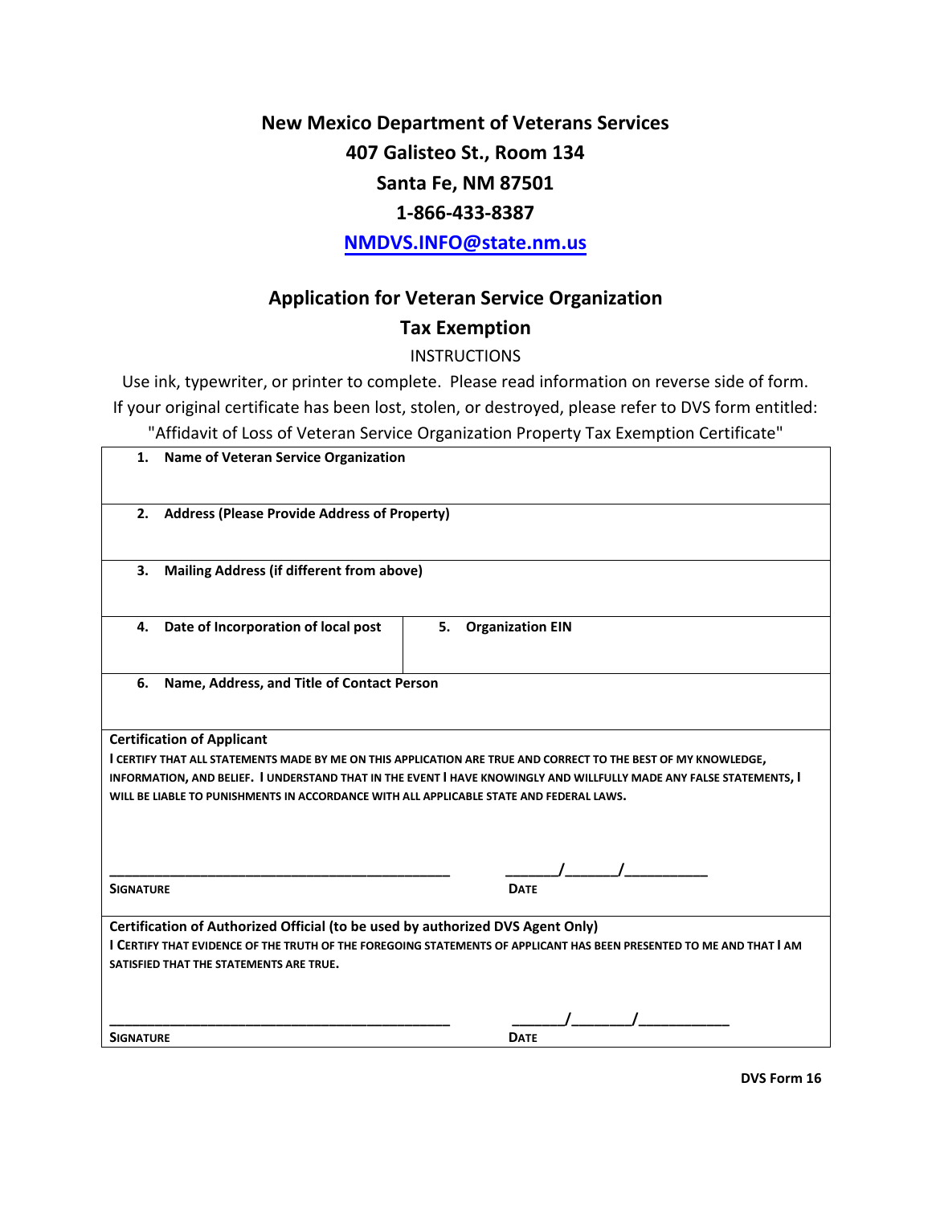# New Mexico Department of Veterans Services

**407 Galisteo St., Room 134**
**Santa Fe, NM 87501**
**1-866-433-8387**
**NMDVS.INFO@state.nm.us**

## Application for Veteran Service Organization Tax Exemption

INSTRUCTIONS

Use ink, typewriter, or printer to complete. Please read information on reverse side of form.
If your original certificate has been lost, stolen, or destroyed, please refer to DVS form entitled:
"Affidavit of Loss of Veteran Service Organization Property Tax Exemption Certificate"

| | |
|---|---|
| **1. Name of Veteran Service Organization** | |
| **2. Address (Please Provide Address of Property)** | |
| **3. Mailing Address (if different from above)** | |
| **4. Date of Incorporation of local post** | **5. Organization EIN** |
| **6. Name, Address, and Title of Contact Person** | |

**Certification of Applicant**

**I CERTIFY THAT ALL STATEMENTS MADE BY ME ON THIS APPLICATION ARE TRUE AND CORRECT TO THE BEST OF MY KNOWLEDGE, INFORMATION, AND BELIEF. I UNDERSTAND THAT IN THE EVENT I HAVE KNOWINGLY AND WILLFULLY MADE ANY FALSE STATEMENTS, I WILL BE LIABLE TO PUNISHMENTS IN ACCORDANCE WITH ALL APPLICABLE STATE AND FEDERAL LAWS.**

\_\_\_\_\_\_\_\_\_\_\_\_\_\_\_\_\_\_\_\_\_\_\_\_\_\_\_\_\_\_\_\_\_\_\_\_\_\_\_\_ &nbsp;&nbsp;&nbsp; \_\_\_\_\_\_/\_\_\_\_\_\_/\_\_\_\_\_\_\_\_\_\_

**SIGNATURE** &nbsp;&nbsp;&nbsp; **DATE**

**Certification of Authorized Official (to be used by authorized DVS Agent Only)**

**I CERTIFY THAT EVIDENCE OF THE TRUTH OF THE FOREGOING STATEMENTS OF APPLICANT HAS BEEN PRESENTED TO ME AND THAT I AM SATISFIED THAT THE STATEMENTS ARE TRUE.**

\_\_\_\_\_\_\_\_\_\_\_\_\_\_\_\_\_\_\_\_\_\_\_\_\_\_\_\_\_\_\_\_\_\_\_\_\_\_\_\_ &nbsp;&nbsp;&nbsp; \_\_\_\_\_\_\_/\_\_\_\_\_\_\_/\_\_\_\_\_\_\_\_\_\_\_

**SIGNATURE** &nbsp;&nbsp;&nbsp; **DATE**

**DVS Form 16**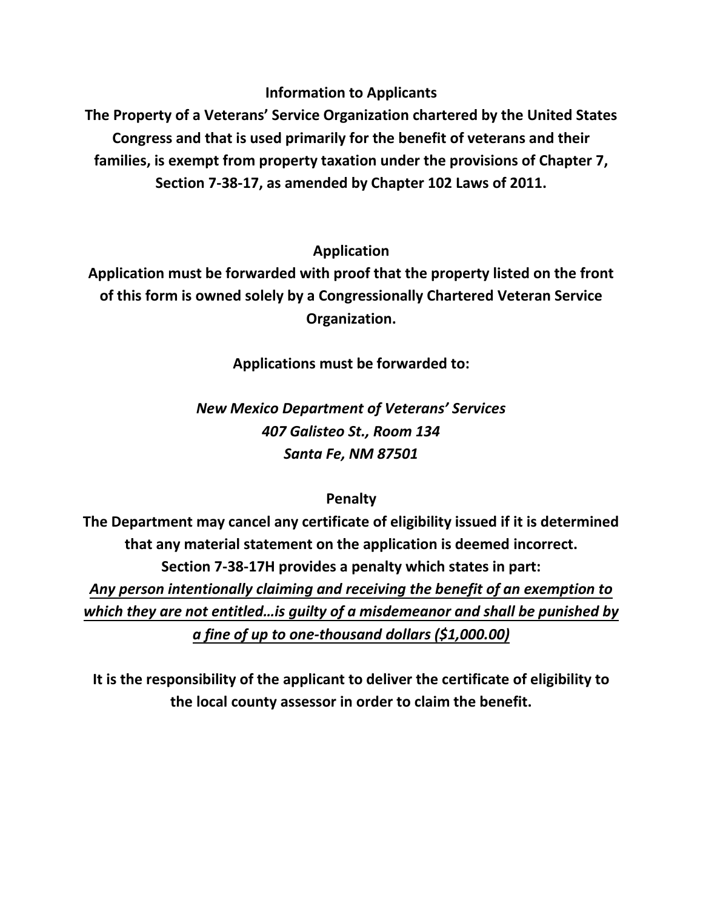## Information to Applicants

**The Property of a Veterans' Service Organization chartered by the United States Congress and that is used primarily for the benefit of veterans and their families, is exempt from property taxation under the provisions of Chapter 7, Section 7-38-17, as amended by Chapter 102 Laws of 2011.**

## Application

**Application must be forwarded with proof that the property listed on the front of this form is owned solely by a Congressionally Chartered Veteran Service Organization.**

**Applications must be forwarded to:**

***New Mexico Department of Veterans' Services***
***407 Galisteo St., Room 134***
***Santa Fe, NM 87501***

## Penalty

**The Department may cancel any certificate of eligibility issued if it is determined that any material statement on the application is deemed incorrect.**
**Section 7-38-17H provides a penalty which states in part:**
<u>***Any person intentionally claiming and receiving the benefit of an exemption to which they are not entitled…is guilty of a misdemeanor and shall be punished by a fine of up to one-thousand dollars ($1,000.00)***</u>

**It is the responsibility of the applicant to deliver the certificate of eligibility to the local county assessor in order to claim the benefit.**